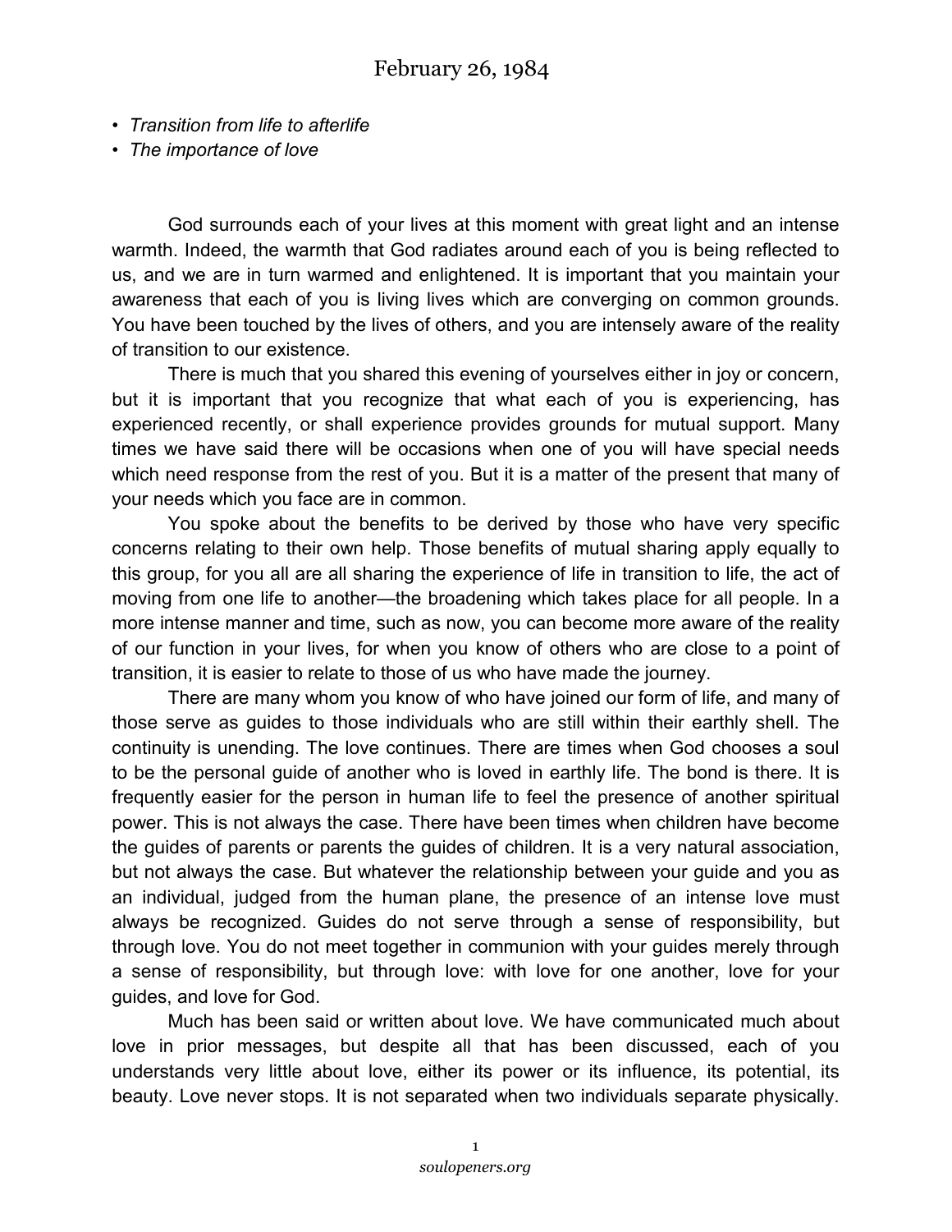# February 26, 1984

- *Transition from life to afterlife*
- *The importance of love*

God surrounds each of your lives at this moment with great light and an intense warmth. Indeed, the warmth that God radiates around each of you is being reflected to us, and we are in turn warmed and enlightened. It is important that you maintain your awareness that each of you is living lives which are converging on common grounds. You have been touched by the lives of others, and you are intensely aware of the reality of transition to our existence.

There is much that you shared this evening of yourselves either in joy or concern, but it is important that you recognize that what each of you is experiencing, has experienced recently, or shall experience provides grounds for mutual support. Many times we have said there will be occasions when one of you will have special needs which need response from the rest of you. But it is a matter of the present that many of your needs which you face are in common.

You spoke about the benefits to be derived by those who have very specific concerns relating to their own help. Those benefits of mutual sharing apply equally to this group, for you all are all sharing the experience of life in transition to life, the act of moving from one life to another—the broadening which takes place for all people. In a more intense manner and time, such as now, you can become more aware of the reality of our function in your lives, for when you know of others who are close to a point of transition, it is easier to relate to those of us who have made the journey.

There are many whom you know of who have joined our form of life, and many of those serve as guides to those individuals who are still within their earthly shell. The continuity is unending. The love continues. There are times when God chooses a soul to be the personal guide of another who is loved in earthly life. The bond is there. It is frequently easier for the person in human life to feel the presence of another spiritual power. This is not always the case. There have been times when children have become the guides of parents or parents the guides of children. It is a very natural association, but not always the case. But whatever the relationship between your guide and you as an individual, judged from the human plane, the presence of an intense love must always be recognized. Guides do not serve through a sense of responsibility, but through love. You do not meet together in communion with your guides merely through a sense of responsibility, but through love: with love for one another, love for your guides, and love for God.

Much has been said or written about love. We have communicated much about love in prior messages, but despite all that has been discussed, each of you understands very little about love, either its power or its influence, its potential, its beauty. Love never stops. It is not separated when two individuals separate physically.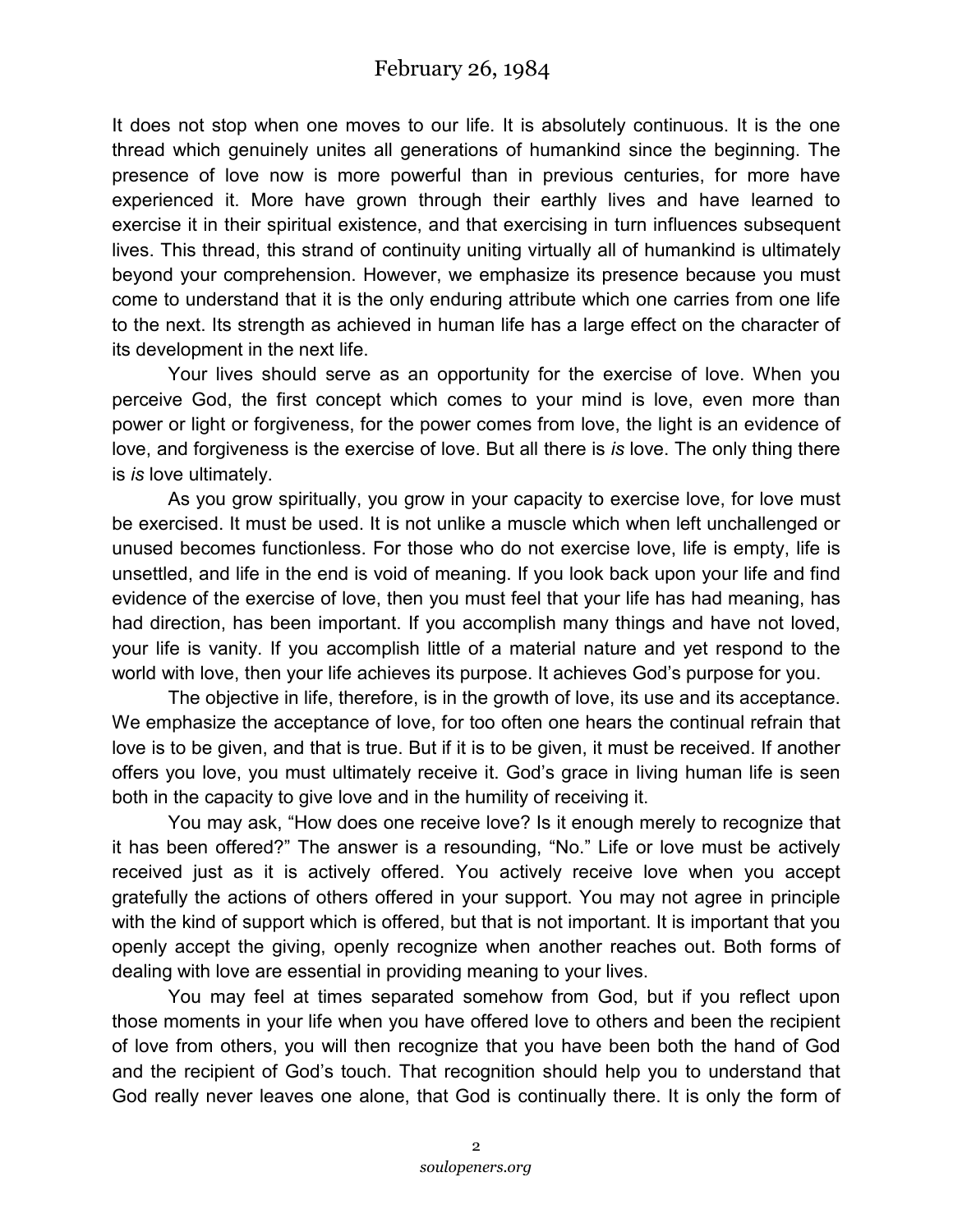It does not stop when one moves to our life. It is absolutely continuous. It is the one thread which genuinely unites all generations of humankind since the beginning. The presence of love now is more powerful than in previous centuries, for more have experienced it. More have grown through their earthly lives and have learned to exercise it in their spiritual existence, and that exercising in turn influences subsequent lives. This thread, this strand of continuity uniting virtually all of humankind is ultimately beyond your comprehension. However, we emphasize its presence because you must come to understand that it is the only enduring attribute which one carries from one life to the next. Its strength as achieved in human life has a large effect on the character of its development in the next life.

Your lives should serve as an opportunity for the exercise of love. When you perceive God, the first concept which comes to your mind is love, even more than power or light or forgiveness, for the power comes from love, the light is an evidence of love, and forgiveness is the exercise of love. But all there is *is* love. The only thing there is *is* love ultimately.

As you grow spiritually, you grow in your capacity to exercise love, for love must be exercised. It must be used. It is not unlike a muscle which when left unchallenged or unused becomes functionless. For those who do not exercise love, life is empty, life is unsettled, and life in the end is void of meaning. If you look back upon your life and find evidence of the exercise of love, then you must feel that your life has had meaning, has had direction, has been important. If you accomplish many things and have not loved, your life is vanity. If you accomplish little of a material nature and yet respond to the world with love, then your life achieves its purpose. It achieves God's purpose for you.

The objective in life, therefore, is in the growth of love, its use and its acceptance. We emphasize the acceptance of love, for too often one hears the continual refrain that love is to be given, and that is true. But if it is to be given, it must be received. If another offers you love, you must ultimately receive it. God's grace in living human life is seen both in the capacity to give love and in the humility of receiving it.

You may ask, "How does one receive love? Is it enough merely to recognize that it has been offered?" The answer is a resounding, "No." Life or love must be actively received just as it is actively offered. You actively receive love when you accept gratefully the actions of others offered in your support. You may not agree in principle with the kind of support which is offered, but that is not important. It is important that you openly accept the giving, openly recognize when another reaches out. Both forms of dealing with love are essential in providing meaning to your lives.

You may feel at times separated somehow from God, but if you reflect upon those moments in your life when you have offered love to others and been the recipient of love from others, you will then recognize that you have been both the hand of God and the recipient of God's touch. That recognition should help you to understand that God really never leaves one alone, that God is continually there. It is only the form of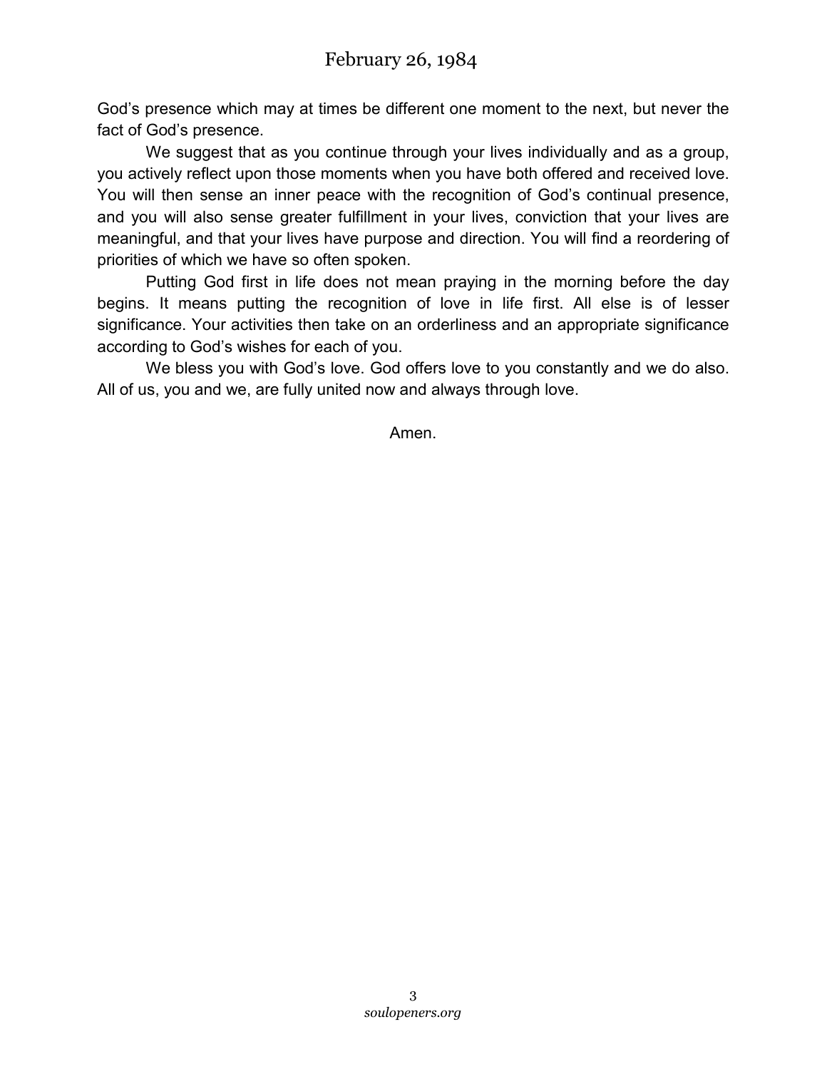God's presence which may at times be different one moment to the next, but never the fact of God's presence.

We suggest that as you continue through your lives individually and as a group, you actively reflect upon those moments when you have both offered and received love. You will then sense an inner peace with the recognition of God's continual presence, and you will also sense greater fulfillment in your lives, conviction that your lives are meaningful, and that your lives have purpose and direction. You will find a reordering of priorities of which we have so often spoken.

Putting God first in life does not mean praying in the morning before the day begins. It means putting the recognition of love in life first. All else is of lesser significance. Your activities then take on an orderliness and an appropriate significance according to God's wishes for each of you.

We bless you with God's love. God offers love to you constantly and we do also. All of us, you and we, are fully united now and always through love.

Amen.